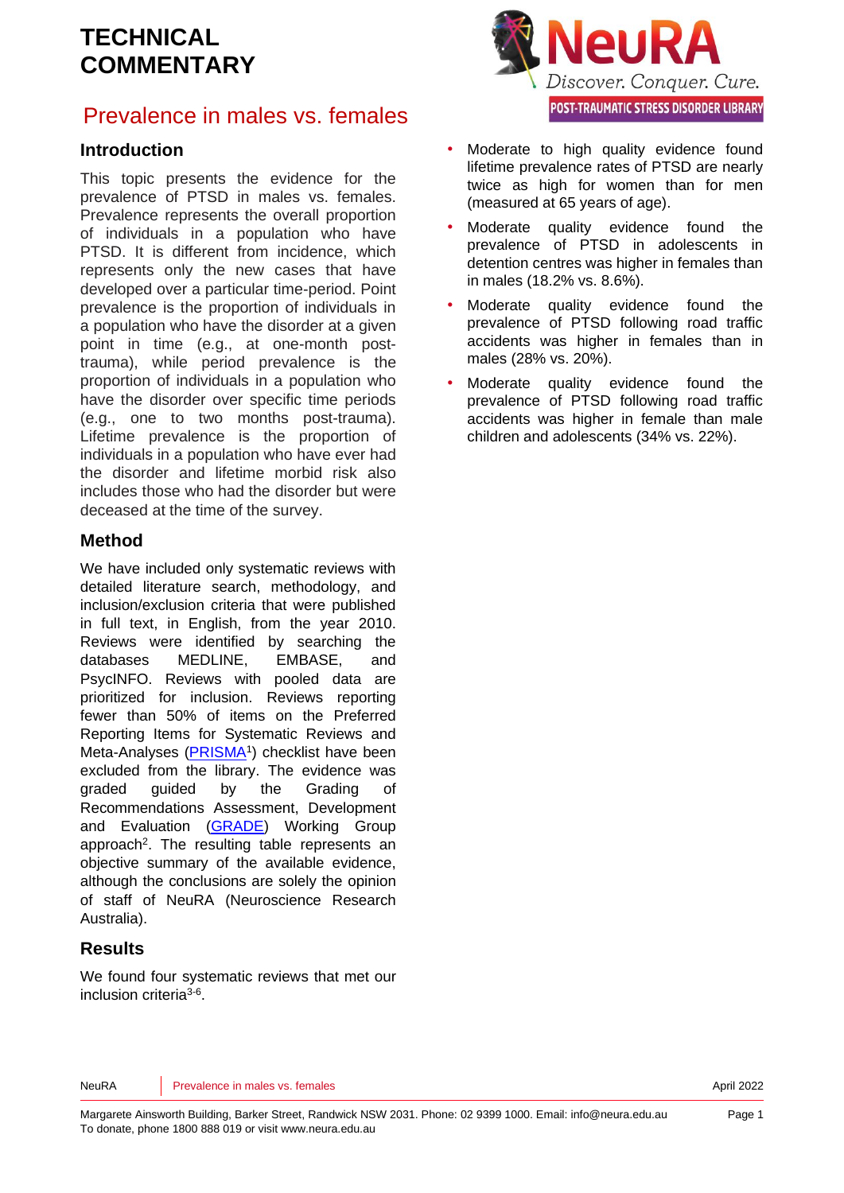# TECHNICAL COMMENTARY

## Prevalence in males vs. females

### Introduction

This topic presents the evidence for the prevalence of PTSD in males vs. females. Prevalence represents the overall proportion of individuals in a population who have PTSD. It is different from incidence, which represents only the new cases that have developed over a particular time-period. Point prevalence is the proportion of individuals in a population who have the disorder at a given point in time (e.g., at one-month post-trauma), while period prevalence is the proportion of individuals in a population who have the disorder over specific time periods (e.g., one to two months post-trauma). Lifetime prevalence is the proportion of individuals in a population who have ever had the disorder and lifetime morbid risk also includes those who had the disorder but were deceased at the time of the survey.

### Method

We have included only systematic reviews with detailed literature search, methodology, and inclusion/exclusion criteria that were published in full text, in English, from the year 2010. Reviews were identified by searching the databases MEDLINE, EMBASE, and PsycINFO. Reviews with pooled data are prioritized for inclusion. Reviews reporting fewer than 50% of items on the Preferred Reporting Items for Systematic Reviews and Meta-Analyses (PRISMA[1]) checklist have been excluded from the library. The evidence was graded guided by the Grading of Recommendations Assessment, Development and Evaluation (GRADE) Working Group approach[2]. The resulting table represents an objective summary of the available evidence, although the conclusions are solely the opinion of staff of NeuRA (Neuroscience Research Australia).

### Results

We found four systematic reviews that met our inclusion criteria[3-6].

- Moderate to high quality evidence found lifetime prevalence rates of PTSD are nearly twice as high for women than for men (measured at 65 years of age).
- Moderate quality evidence found the prevalence of PTSD in adolescents in detention centres was higher in females than in males (18.2% vs. 8.6%).
- Moderate quality evidence found the prevalence of PTSD following road traffic accidents was higher in females than in males (28% vs. 20%).
- Moderate quality evidence found the prevalence of PTSD following road traffic accidents was higher in female than male children and adolescents (34% vs. 22%).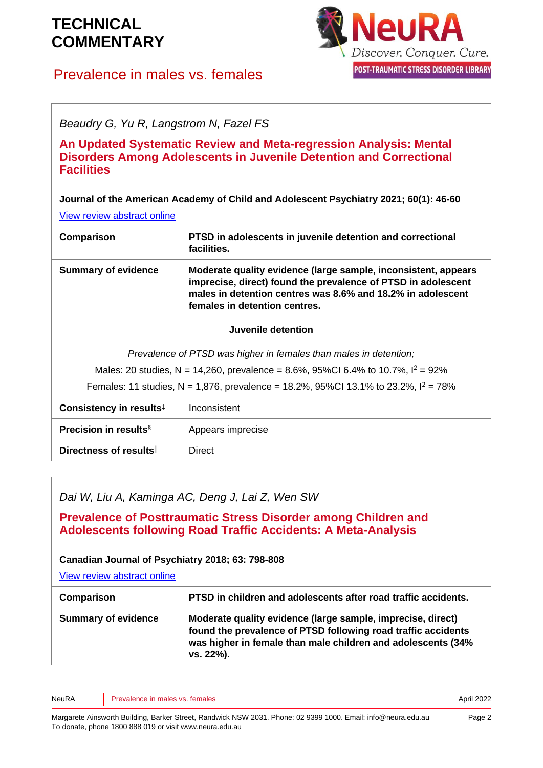*Beaudry G, Yu R, Langstrom N, Fazel FS*

**An Updated Systematic Review and Meta-regression Analysis: Mental Disorders Among Adolescents in Juvenile Detention and Correctional Facilities**

**Journal of the American Academy of Child and Adolescent Psychiatry 2021; 60(1): 46-60**

[View review abstract online]

| **Comparison** | **PTSD in adolescents in juvenile detention and correctional facilities.** |
|---|---|
| **Summary of evidence** | **Moderate quality evidence (large sample, inconsistent, appears imprecise, direct) found the prevalence of PTSD in adolescent males in detention centres was 8.6% and 18.2% in adolescent females in detention centres.** |
| **Juvenile detention** | |
| *Prevalence of PTSD was higher in females than males in detention;* Males: 20 studies, N = 14,260, prevalence = 8.6%, 95%CI 6.4% to 10.7%, $I^2$ = 92% Females: 11 studies, N = 1,876, prevalence = 18.2%, 95%CI 13.1% to 23.2%, $I^2$ = 78% | |
| **Consistency in results**‡ | Inconsistent |
| **Precision in results**§ | Appears imprecise |
| **Directness of results**‖ | Direct |

*Dai W, Liu A, Kaminga AC, Deng J, Lai Z, Wen SW*

**Prevalence of Posttraumatic Stress Disorder among Children and Adolescents following Road Traffic Accidents: A Meta-Analysis**

**Canadian Journal of Psychiatry 2018; 63: 798-808**

[View review abstract online]

| **Comparison** | **PTSD in children and adolescents after road traffic accidents.** |
|---|---|
| **Summary of evidence** | **Moderate quality evidence (large sample, imprecise, direct) found the prevalence of PTSD following road traffic accidents was higher in female than male children and adolescents (34% vs. 22%).** |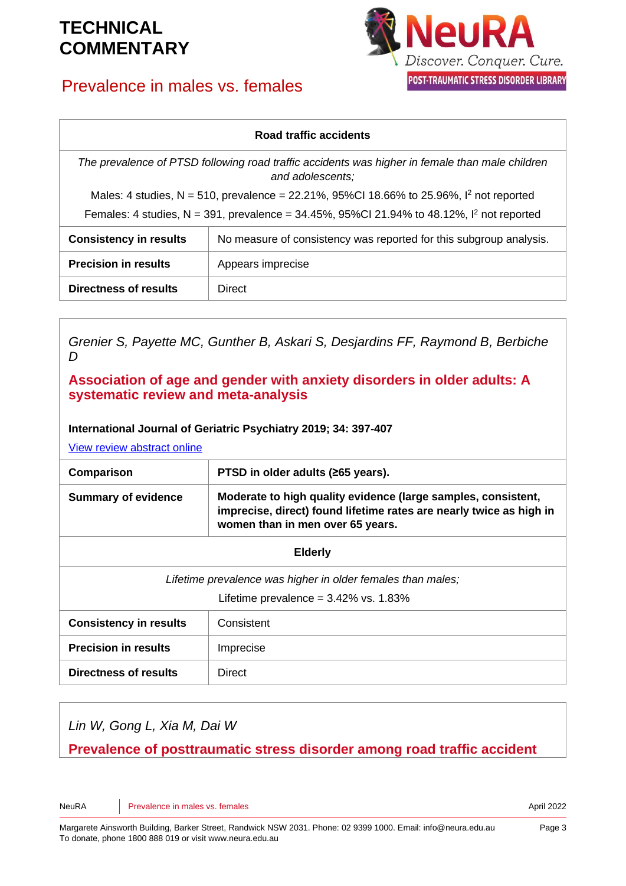| Road traffic accidents | |
|---|---|
| *The prevalence of PTSD following road traffic accidents was higher in female than male children and adolescents;*<br>Males: 4 studies, N = 510, prevalence = 22.21%, 95%CI 18.66% to 25.96%, $I^2$ not reported<br>Females: 4 studies, N = 391, prevalence = 34.45%, 95%CI 21.94% to 48.12%, $I^2$ not reported | |
| **Consistency in results** | No measure of consistency was reported for this subgroup analysis. |
| **Precision in results** | Appears imprecise |
| **Directness of results** | Direct |

*Grenier S, Payette MC, Gunther B, Askari S, Desjardins FF, Raymond B, Berbiche D*

## Association of age and gender with anxiety disorders in older adults: A systematic review and meta-analysis

**International Journal of Geriatric Psychiatry 2019; 34: 397-407**

View review abstract online

| **Comparison** | **PTSD in older adults (≥65 years).** |
|---|---|
| **Summary of evidence** | **Moderate to high quality evidence (large samples, consistent, imprecise, direct) found lifetime rates are nearly twice as high in women than in men over 65 years.** |
| **Elderly** | |
| *Lifetime prevalence was higher in older females than males;*<br>Lifetime prevalence = 3.42% vs. 1.83% | |
| **Consistency in results** | Consistent |
| **Precision in results** | Imprecise |
| **Directness of results** | Direct |

*Lin W, Gong L, Xia M, Dai W*

## Prevalence of posttraumatic stress disorder among road traffic accident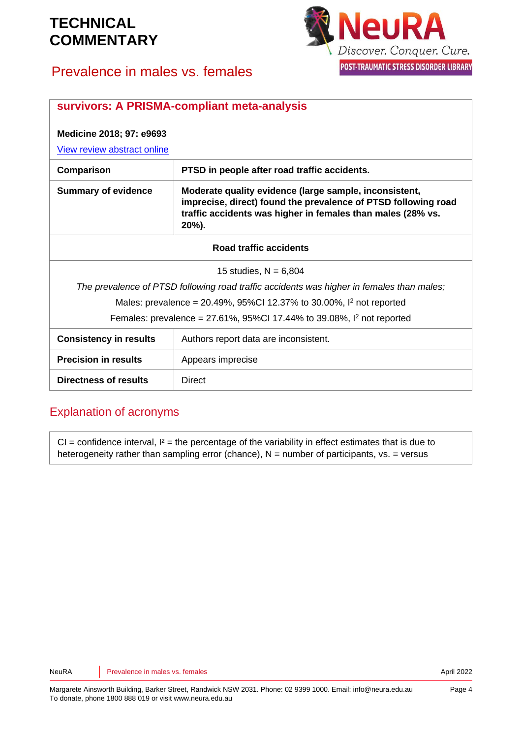| **survivors: A PRISMA-compliant meta-analysis**<br><br>**Medicine 2018; 97: e9693**<br><br>View review abstract online | |
|---|---|
| **Comparison** | **PTSD in people after road traffic accidents.** |
| **Summary of evidence** | **Moderate quality evidence (large sample, inconsistent, imprecise, direct) found the prevalence of PTSD following road traffic accidents was higher in females than males (28% vs. 20%).** |
| **Road traffic accidents** | |
| 15 studies, N = 6,804<br>*The prevalence of PTSD following road traffic accidents was higher in females than males;*<br>Males: prevalence = 20.49%, 95%CI 12.37% to 30.00%, $I^2$ not reported<br>Females: prevalence = 27.61%, 95%CI 17.44% to 39.08%, $I^2$ not reported | |
| **Consistency in results** | Authors report data are inconsistent. |
| **Precision in results** | Appears imprecise |
| **Directness of results** | Direct |

## Explanation of acronyms

CI = confidence interval, $I^2$ = the percentage of the variability in effect estimates that is due to heterogeneity rather than sampling error (chance), N = number of participants, vs. = versus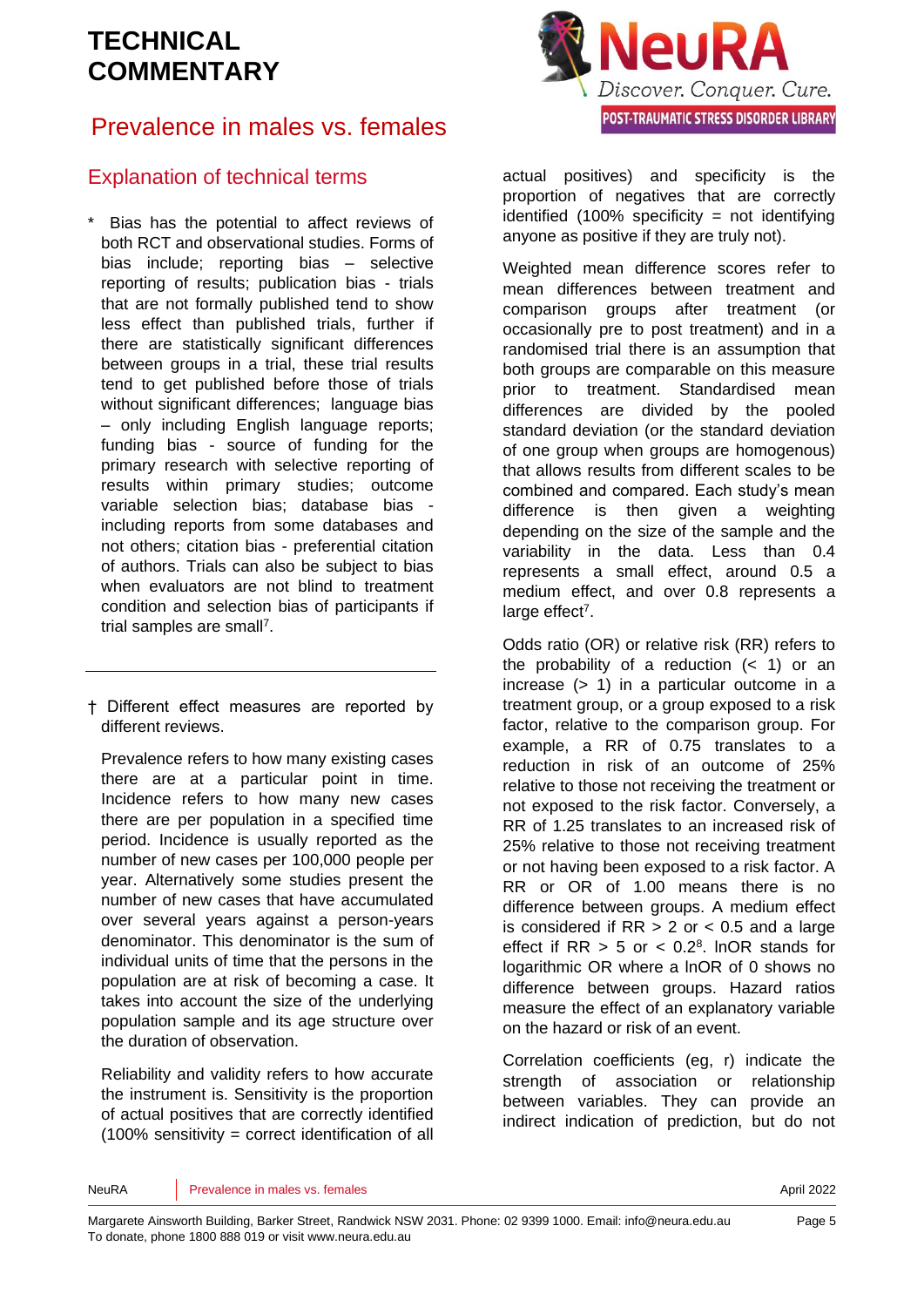# TECHNICAL COMMENTARY

## Prevalence in males vs. females

### Explanation of technical terms

\* Bias has the potential to affect reviews of both RCT and observational studies. Forms of bias include; reporting bias – selective reporting of results; publication bias - trials that are not formally published tend to show less effect than published trials, further if there are statistically significant differences between groups in a trial, these trial results tend to get published before those of trials without significant differences; language bias – only including English language reports; funding bias - source of funding for the primary research with selective reporting of results within primary studies; outcome variable selection bias; database bias - including reports from some databases and not others; citation bias - preferential citation of authors. Trials can also be subject to bias when evaluators are not blind to treatment condition and selection bias of participants if trial samples are small[7].

---

† Different effect measures are reported by different reviews.

Prevalence refers to how many existing cases there are at a particular point in time. Incidence refers to how many new cases there are per population in a specified time period. Incidence is usually reported as the number of new cases per 100,000 people per year. Alternatively some studies present the number of new cases that have accumulated over several years against a person-years denominator. This denominator is the sum of individual units of time that the persons in the population are at risk of becoming a case. It takes into account the size of the underlying population sample and its age structure over the duration of observation.

Reliability and validity refers to how accurate the instrument is. Sensitivity is the proportion of actual positives that are correctly identified (100% sensitivity = correct identification of all actual positives) and specificity is the proportion of negatives that are correctly identified (100% specificity = not identifying anyone as positive if they are truly not).

Weighted mean difference scores refer to mean differences between treatment and comparison groups after treatment (or occasionally pre to post treatment) and in a randomised trial there is an assumption that both groups are comparable on this measure prior to treatment. Standardised mean differences are divided by the pooled standard deviation (or the standard deviation of one group when groups are homogenous) that allows results from different scales to be combined and compared. Each study's mean difference is then given a weighting depending on the size of the sample and the variability in the data. Less than 0.4 represents a small effect, around 0.5 a medium effect, and over 0.8 represents a large effect[7].

Odds ratio (OR) or relative risk (RR) refers to the probability of a reduction (< 1) or an increase (> 1) in a particular outcome in a treatment group, or a group exposed to a risk factor, relative to the comparison group. For example, a RR of 0.75 translates to a reduction in risk of an outcome of 25% relative to those not receiving the treatment or not exposed to the risk factor. Conversely, a RR of 1.25 translates to an increased risk of 25% relative to those not receiving treatment or not having been exposed to a risk factor. A RR or OR of 1.00 means there is no difference between groups. A medium effect is considered if RR > 2 or < 0.5 and a large effect if RR > 5 or < 0.2[8]. lnOR stands for logarithmic OR where a lnOR of 0 shows no difference between groups. Hazard ratios measure the effect of an explanatory variable on the hazard or risk of an event.

Correlation coefficients (eg, r) indicate the strength of association or relationship between variables. They can provide an indirect indication of prediction, but do not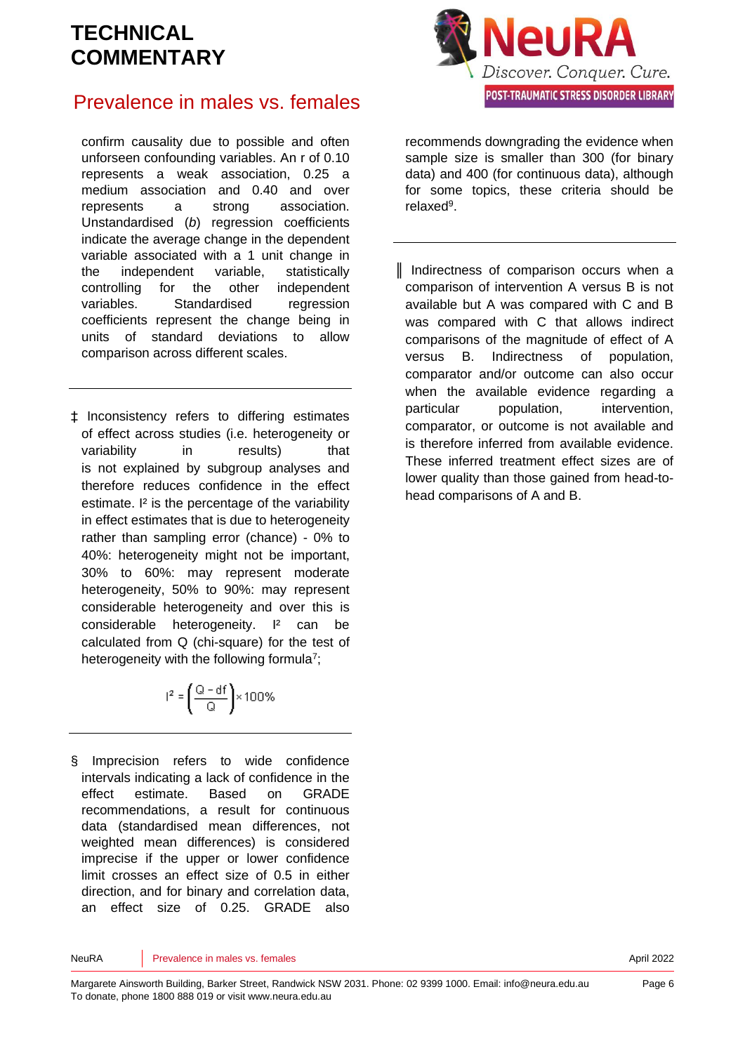confirm causality due to possible and often unforseen confounding variables. An r of 0.10 represents a weak association, 0.25 a medium association and 0.40 and over represents a strong association. Unstandardised (*b*) regression coefficients indicate the average change in the dependent variable associated with a 1 unit change in the independent variable, statistically controlling for the other independent variables. Standardised regression coefficients represent the change being in units of standard deviations to allow comparison across different scales.

---

‡ Inconsistency refers to differing estimates of effect across studies (i.e. heterogeneity or variability in results) that is not explained by subgroup analyses and therefore reduces confidence in the effect estimate. $I^2$ is the percentage of the variability in effect estimates that is due to heterogeneity rather than sampling error (chance) - 0% to 40%: heterogeneity might not be important, 30% to 60%: may represent moderate heterogeneity, 50% to 90%: may represent considerable heterogeneity and over this is considerable heterogeneity. $I^2$ can be calculated from Q (chi-square) for the test of heterogeneity with the following formula[7];

$$I^2 = \left(\frac{Q - df}{Q}\right) \times 100\%$$

---

§ Imprecision refers to wide confidence intervals indicating a lack of confidence in the effect estimate. Based on GRADE recommendations, a result for continuous data (standardised mean differences, not weighted mean differences) is considered imprecise if the upper or lower confidence limit crosses an effect size of 0.5 in either direction, and for binary and correlation data, an effect size of 0.25. GRADE also recommends downgrading the evidence when sample size is smaller than 300 (for binary data) and 400 (for continuous data), although for some topics, these criteria should be relaxed[9].

---

‖ Indirectness of comparison occurs when a comparison of intervention A versus B is not available but A was compared with C and B was compared with C that allows indirect comparisons of the magnitude of effect of A versus B. Indirectness of population, comparator and/or outcome can also occur when the available evidence regarding a particular population, intervention, comparator, or outcome is not available and is therefore inferred from available evidence. These inferred treatment effect sizes are of lower quality than those gained from head-to-head comparisons of A and B.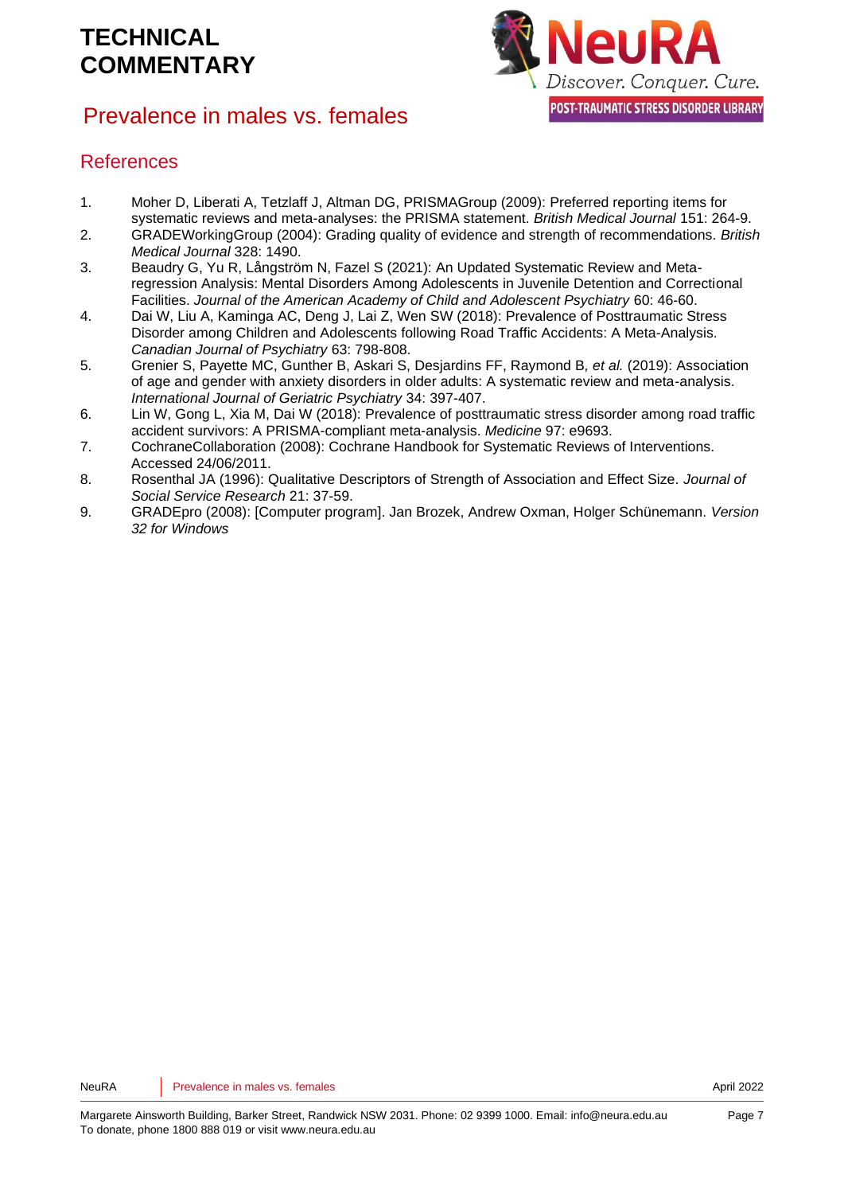## References

1. Moher D, Liberati A, Tetzlaff J, Altman DG, PRISMAGroup (2009): Preferred reporting items for systematic reviews and meta-analyses: the PRISMA statement. *British Medical Journal* 151: 264-9.
2. GRADEWorkingGroup (2004): Grading quality of evidence and strength of recommendations. *British Medical Journal* 328: 1490.
3. Beaudry G, Yu R, Långström N, Fazel S (2021): An Updated Systematic Review and Meta-regression Analysis: Mental Disorders Among Adolescents in Juvenile Detention and Correctional Facilities. *Journal of the American Academy of Child and Adolescent Psychiatry* 60: 46-60.
4. Dai W, Liu A, Kaminga AC, Deng J, Lai Z, Wen SW (2018): Prevalence of Posttraumatic Stress Disorder among Children and Adolescents following Road Traffic Accidents: A Meta-Analysis. *Canadian Journal of Psychiatry* 63: 798-808.
5. Grenier S, Payette MC, Gunther B, Askari S, Desjardins FF, Raymond B*, et al.* (2019): Association of age and gender with anxiety disorders in older adults: A systematic review and meta-analysis. *International Journal of Geriatric Psychiatry* 34: 397-407.
6. Lin W, Gong L, Xia M, Dai W (2018): Prevalence of posttraumatic stress disorder among road traffic accident survivors: A PRISMA-compliant meta-analysis. *Medicine* 97: e9693.
7. CochraneCollaboration (2008): Cochrane Handbook for Systematic Reviews of Interventions. Accessed 24/06/2011.
8. Rosenthal JA (1996): Qualitative Descriptors of Strength of Association and Effect Size. *Journal of Social Service Research* 21: 37-59.
9. GRADEpro (2008): [Computer program]. Jan Brozek, Andrew Oxman, Holger Schünemann. *Version 32 for Windows*